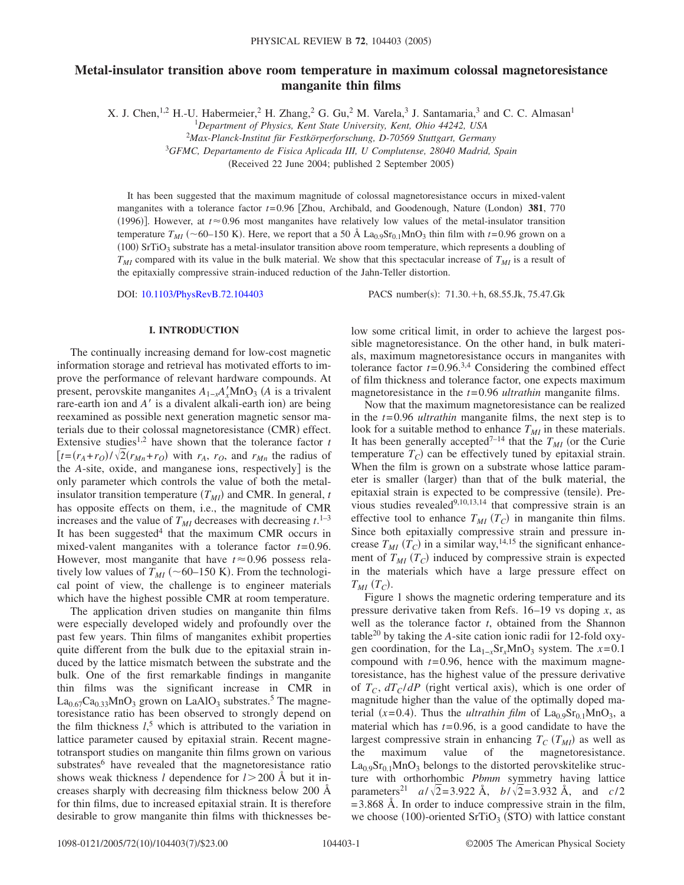# Metal-insulator transition above room temperature in maximum colossal magnetoresistance manganite thin films

X. J. Chen,[1,2] H.-U. Habermeier,[2] H. Zhang,[2] G. Gu,[2] M. Varela,[3] J. Santamaria,[3] and C. C. Almasan[1]

[1]*Department of Physics, Kent State University, Kent, Ohio 44242, USA*

[2]*Max-Planck-Institut für Festkörperforschung, D-70569 Stuttgart, Germany*

[3]*GFMC, Departamento de Fisica Aplicada III, U Complutense, 28040 Madrid, Spain*

(Received 22 June 2004; published 2 September 2005)

It has been suggested that the maximum magnitude of colossal magnetoresistance occurs in mixed-valent manganites with a tolerance factor $t=0.96$ [Zhou, Archibald, and Goodenough, Nature (London) **381**, 770 (1996)]. However, at $t\approx 0.96$ most manganites have relatively low values of the metal-insulator transition temperature $T_{MI}$ (~60–150 K). Here, we report that a 50 Å $La_{0.9}Sr_{0.1}MnO_3$ thin film with $t=0.96$ grown on a (100) $SrTiO_3$ substrate has a metal-insulator transition above room temperature, which represents a doubling of $T_{MI}$ compared with its value in the bulk material. We show that this spectacular increase of $T_{MI}$ is a result of the epitaxially compressive strain-induced reduction of the Jahn-Teller distortion.

DOI: 10.1103/PhysRevB.72.104403 PACS number(s): 71.30.+h, 68.55.Jk, 75.47.Gk

## I. INTRODUCTION

The continually increasing demand for low-cost magnetic information storage and retrieval has motivated efforts to improve the performance of relevant hardware compounds. At present, perovskite manganites $A_{1-x}A'_x MnO_3$ ($A$ is a trivalent rare-earth ion and $A'$ is a divalent alkali-earth ion) are being reexamined as possible next generation magnetic sensor materials due to their colossal magnetoresistance (CMR) effect. Extensive studies[1,2] have shown that the tolerance factor $t$ [$t=(r_A+r_O)/\sqrt{2}(r_{Mn}+r_O)$ with $r_A$, $r_O$, and $r_{Mn}$ the radius of the $A$-site, oxide, and manganese ions, respectively] is the only parameter which controls the value of both the metal-insulator transition temperature ($T_{MI}$) and CMR. In general, $t$ has opposite effects on them, i.e., the magnitude of CMR increases and the value of $T_{MI}$ decreases with decreasing $t$.[1–3] It has been suggested[4] that the maximum CMR occurs in mixed-valent manganites with a tolerance factor $t=0.96$. However, most manganite that have $t\approx 0.96$ possess relatively low values of $T_{MI}$ (~60–150 K). From the technological point of view, the challenge is to engineer materials which have the highest possible CMR at room temperature.

The application driven studies on manganite thin films were especially developed widely and profoundly over the past few years. Thin films of manganites exhibit properties quite different from the bulk due to the epitaxial strain induced by the lattice mismatch between the substrate and the bulk. One of the first remarkable findings in manganite thin films was the significant increase in CMR in $La_{0.67}Ca_{0.33}MnO_3$ grown on $LaAlO_3$ substrates.[5] The magnetoresistance ratio has been observed to strongly depend on the film thickness $l$,[5] which is attributed to the variation in lattice parameter caused by epitaxial strain. Recent magnetotransport studies on manganite thin films grown on various substrates[6] have revealed that the magnetoresistance ratio shows weak thickness $l$ dependence for $l>200$ Å but it increases sharply with decreasing film thickness below 200 Å for thin films, due to increased epitaxial strain. It is therefore desirable to grow manganite thin films with thicknesses below some critical limit, in order to achieve the largest possible magnetoresistance. On the other hand, in bulk materials, maximum magnetoresistance occurs in manganites with tolerance factor $t=0.96$.[3,4] Considering the combined effect of film thickness and tolerance factor, one expects maximum magnetoresistance in the $t=0.96$ *ultrathin* manganite films.

Now that the maximum magnetoresistance can be realized in the $t=0.96$ *ultrathin* manganite films, the next step is to look for a suitable method to enhance $T_{MI}$ in these materials. It has been generally accepted[7–14] that the $T_{MI}$ (or the Curie temperature $T_C$) can be effectively tuned by epitaxial strain. When the film is grown on a substrate whose lattice parameter is smaller (larger) than that of the bulk material, the epitaxial strain is expected to be compressive (tensile). Previous studies revealed[9,10,13,14] that compressive strain is an effective tool to enhance $T_{MI}$ ($T_C$) in manganite thin films. Since both epitaxially compressive strain and pressure increase $T_{MI}$ ($T_C$) in a similar way,[14,15] the significant enhancement of $T_{MI}$ ($T_C$) induced by compressive strain is expected in the materials which have a large pressure effect on $T_{MI}$ ($T_C$).

Figure 1 shows the magnetic ordering temperature and its pressure derivative taken from Refs. 16–19 vs doping $x$, as well as the tolerance factor $t$, obtained from the Shannon table[20] by taking the $A$-site cation ionic radii for 12-fold oxygen coordination, for the $La_{1-x}Sr_xMnO_3$ system. The $x=0.1$ compound with $t=0.96$, hence with the maximum magnetoresistance, has the highest value of the pressure derivative of $T_C$, $dT_C/dP$ (right vertical axis), which is one order of magnitude higher than the value of the optimally doped material ($x=0.4$). Thus the *ultrathin film* of $La_{0.9}Sr_{0.1}MnO_3$, a material which has $t=0.96$, is a good candidate to have the largest compressive strain in enhancing $T_C$ ($T_{MI}$) as well as the maximum value of the magnetoresistance. $La_{0.9}Sr_{0.1}MnO_3$ belongs to the distorted perovskitelike structure with orthorhombic *Pbmm* symmetry having lattice parameters[21] $a/\sqrt{2}=3.922$ Å, $b/\sqrt{2}=3.932$ Å, and $c/2=3.868$ Å. In order to induce compressive strain in the film, we choose (100)-oriented $SrTiO_3$ (STO) with lattice constant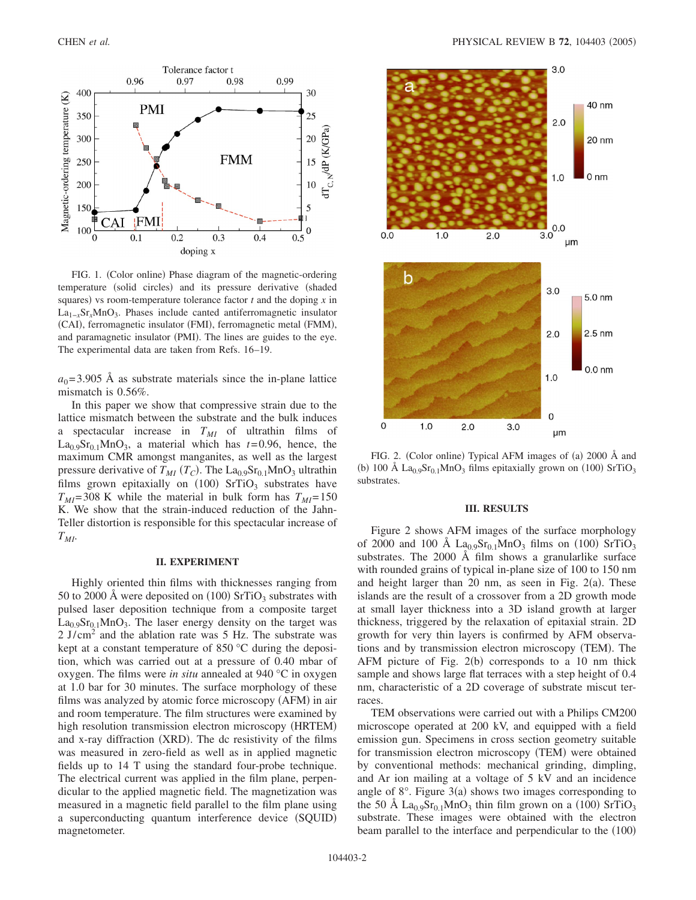FIG. 1. (Color online) Phase diagram of the magnetic-ordering temperature (solid circles) and its pressure derivative (shaded squares) vs room-temperature tolerance factor $t$ and the doping $x$ in $La_{1-x}Sr_xMnO_3$. Phases include canted antiferromagnetic insulator (CAI), ferromagnetic insulator (FMI), ferromagnetic metal (FMM), and paramagnetic insulator (PMI). The lines are guides to the eye. The experimental data are taken from Refs. 16–19.

$a_0=3.905$ Å as substrate materials since the in-plane lattice mismatch is 0.56%.

In this paper we show that compressive strain due to the lattice mismatch between the substrate and the bulk induces a spectacular increase in $T_{MI}$ of ultrathin films of $La_{0.9}Sr_{0.1}MnO_3$, a material which has $t=0.96$, hence, the maximum CMR amongst manganites, as well as the largest pressure derivative of $T_{MI}$ ($T_C$). The $La_{0.9}Sr_{0.1}MnO_3$ ultrathin films grown epitaxially on (100) $SrTiO_3$ substrates have $T_{MI}=308$ K while the material in bulk form has $T_{MI}=150$ K. We show that the strain-induced reduction of the Jahn-Teller distortion is responsible for this spectacular increase of $T_{MI}$.

## II. EXPERIMENT

Highly oriented thin films with thicknesses ranging from 50 to 2000 Å were deposited on (100) $SrTiO_3$ substrates with pulsed laser deposition technique from a composite target $La_{0.9}Sr_{0.1}MnO_3$. The laser energy density on the target was 2 J/cm$^2$ and the ablation rate was 5 Hz. The substrate was kept at a constant temperature of 850 °C during the deposition, which was carried out at a pressure of 0.40 mbar of oxygen. The films were *in situ* annealed at 940 °C in oxygen at 1.0 bar for 30 minutes. The surface morphology of these films was analyzed by atomic force microscopy (AFM) in air and room temperature. The film structures were examined by high resolution transmission electron microscopy (HRTEM) and x-ray diffraction (XRD). The dc resistivity of the films was measured in zero-field as well as in applied magnetic fields up to 14 T using the standard four-probe technique. The electrical current was applied in the film plane, perpendicular to the applied magnetic field. The magnetization was measured in a magnetic field parallel to the film plane using a superconducting quantum interference device (SQUID) magnetometer.

FIG. 2. (Color online) Typical AFM images of (a) 2000 Å and (b) 100 Å $La_{0.9}Sr_{0.1}MnO_3$ films epitaxially grown on (100) $SrTiO_3$ substrates.

## III. RESULTS

Figure 2 shows AFM images of the surface morphology of 2000 and 100 Å $La_{0.9}Sr_{0.1}MnO_3$ films on (100) $SrTiO_3$ substrates. The 2000 Å film shows a granularlike surface with rounded grains of typical in-plane size of 100 to 150 nm and height larger than 20 nm, as seen in Fig. 2(a). These islands are the result of a crossover from a 2D growth mode at small layer thickness into a 3D island growth at larger thickness, triggered by the relaxation of epitaxial strain. 2D growth for very thin layers is confirmed by AFM observations and by transmission electron microscopy (TEM). The AFM picture of Fig. 2(b) corresponds to a 10 nm thick sample and shows large flat terraces with a step height of 0.4 nm, characteristic of a 2D coverage of substrate miscut terraces.

TEM observations were carried out with a Philips CM200 microscope operated at 200 kV, and equipped with a field emission gun. Specimens in cross section geometry suitable for transmission electron microscopy (TEM) were obtained by conventional methods: mechanical grinding, dimpling, and Ar ion mailing at a voltage of 5 kV and an incidence angle of 8°. Figure 3(a) shows two images corresponding to the 50 Å $La_{0.9}Sr_{0.1}MnO_3$ thin film grown on a (100) $SrTiO_3$ substrate. These images were obtained with the electron beam parallel to the interface and perpendicular to the (100)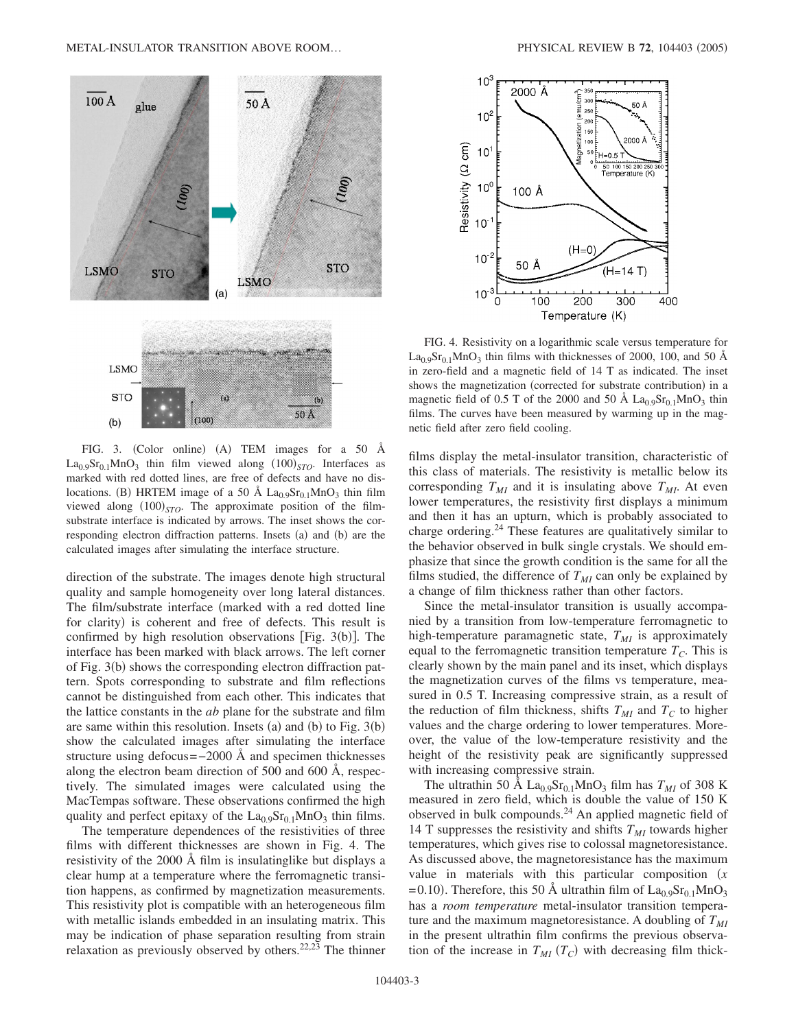FIG. 3. (Color online) (A) TEM images for a 50 Å $La_{0.9}Sr_{0.1}MnO_3$ thin film viewed along $(100)_{STO}$. Interfaces as marked with red dotted lines, are free of defects and have no dislocations. (B) HRTEM image of a 50 Å $La_{0.9}Sr_{0.1}MnO_3$ thin film viewed along $(100)_{STO}$. The approximate position of the film-substrate interface is indicated by arrows. The inset shows the corresponding electron diffraction patterns. Insets (a) and (b) are the calculated images after simulating the interface structure.

FIG. 4. Resistivity on a logarithmic scale versus temperature for $La_{0.9}Sr_{0.1}MnO_3$ thin films with thicknesses of 2000, 100, and 50 Å in zero-field and a magnetic field of 14 T as indicated. The inset shows the magnetization (corrected for substrate contribution) in a magnetic field of 0.5 T of the 2000 and 50 Å $La_{0.9}Sr_{0.1}MnO_3$ thin films. The curves have been measured by warming up in the magnetic field after zero field cooling.

direction of the substrate. The images denote high structural quality and sample homogeneity over long lateral distances. The film/substrate interface (marked with a red dotted line for clarity) is coherent and free of defects. This result is confirmed by high resolution observations [Fig. 3(b)]. The interface has been marked with black arrows. The left corner of Fig. 3(b) shows the corresponding electron diffraction pattern. Spots corresponding to substrate and film reflections cannot be distinguished from each other. This indicates that the lattice constants in the *ab* plane for the substrate and film are same within this resolution. Insets (a) and (b) to Fig. 3(b) show the calculated images after simulating the interface structure using defocus=−2000 Å and specimen thicknesses along the electron beam direction of 500 and 600 Å, respectively. The simulated images were calculated using the MacTempas software. These observations confirmed the high quality and perfect epitaxy of the $La_{0.9}Sr_{0.1}MnO_3$ thin films.

The temperature dependences of the resistivities of three films with different thicknesses are shown in Fig. 4. The resistivity of the 2000 Å film is insulatinglike but displays a clear hump at a temperature where the ferromagnetic transition happens, as confirmed by magnetization measurements. This resistivity plot is compatible with an heterogeneous film with metallic islands embedded in an insulating matrix. This may be indication of phase separation resulting from strain relaxation as previously observed by others.[22,23] The thinner films display the metal-insulator transition, characteristic of this class of materials. The resistivity is metallic below its corresponding $T_{MI}$ and it is insulating above $T_{MI}$. At even lower temperatures, the resistivity first displays a minimum and then it has an upturn, which is probably associated to charge ordering.[24] These features are qualitatively similar to the behavior observed in bulk single crystals. We should emphasize that since the growth condition is the same for all the films studied, the difference of $T_{MI}$ can only be explained by a change of film thickness rather than other factors.

Since the metal-insulator transition is usually accompanied by a transition from low-temperature ferromagnetic to high-temperature paramagnetic state, $T_{MI}$ is approximately equal to the ferromagnetic transition temperature $T_C$. This is clearly shown by the main panel and its inset, which displays the magnetization curves of the films vs temperature, measured in 0.5 T. Increasing compressive strain, as a result of the reduction of film thickness, shifts $T_{MI}$ and $T_C$ to higher values and the charge ordering to lower temperatures. Moreover, the value of the low-temperature resistivity and the height of the resistivity peak are significantly suppressed with increasing compressive strain.

The ultrathin 50 Å $La_{0.9}Sr_{0.1}MnO_3$ film has $T_{MI}$ of 308 K measured in zero field, which is double the value of 150 K observed in bulk compounds.[24] An applied magnetic field of 14 T suppresses the resistivity and shifts $T_{MI}$ towards higher temperatures, which gives rise to colossal magnetoresistance. As discussed above, the magnetoresistance has the maximum value in materials with this particular composition ($x=0.10$). Therefore, this 50 Å ultrathin film of $La_{0.9}Sr_{0.1}MnO_3$ has a *room temperature* metal-insulator transition temperature and the maximum magnetoresistance. A doubling of $T_{MI}$ in the present ultrathin film confirms the previous observation of the increase in $T_{MI}$ ($T_C$) with decreasing film thick-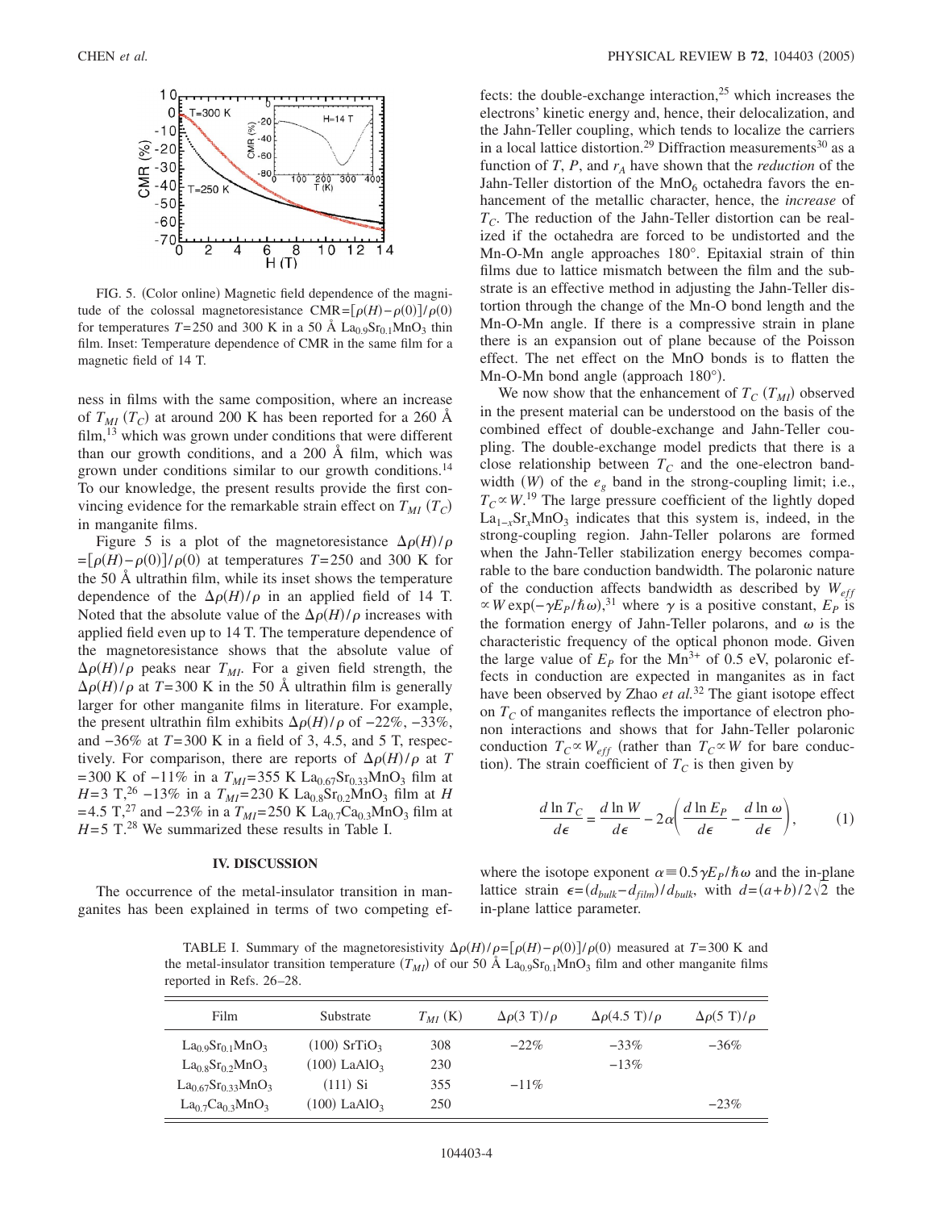FIG. 5. (Color online) Magnetic field dependence of the magnitude of the colossal magnetoresistance $CMR=[\rho(H)-\rho(0)]/\rho(0)$ for temperatures $T=250$ and 300 K in a 50 Å $La_{0.9}Sr_{0.1}MnO_3$ thin film. Inset: Temperature dependence of CMR in the same film for a magnetic field of 14 T.

ness in films with the same composition, where an increase of $T_{MI}$ ($T_C$) at around 200 K has been reported for a 260 Å film,[13] which was grown under conditions that were different than our growth conditions, and a 200 Å film, which was grown under conditions similar to our growth conditions.[14] To our knowledge, the present results provide the first convincing evidence for the remarkable strain effect on $T_{MI}$ ($T_C$) in manganite films.

Figure 5 is a plot of the magnetoresistance $\Delta\rho(H)/\rho = [\rho(H)-\rho(0)]/\rho(0)$ at temperatures $T=250$ and 300 K for the 50 Å ultrathin film, while its inset shows the temperature dependence of the $\Delta\rho(H)/\rho$ in an applied field of 14 T. Noted that the absolute value of the $\Delta\rho(H)/\rho$ increases with applied field even up to 14 T. The temperature dependence of the magnetoresistance shows that the absolute value of $\Delta\rho(H)/\rho$ peaks near $T_{MI}$. For a given field strength, the $\Delta\rho(H)/\rho$ at $T=300$ K in the 50 Å ultrathin film is generally larger for other manganite films in literature. For example, the present ultrathin film exhibits $\Delta\rho(H)/\rho$ of −22%, −33%, and −36% at $T=300$ K in a field of 3, 4.5, and 5 T, respectively. For comparison, there are reports of $\Delta\rho(H)/\rho$ at $T=300$ K of −11% in a $T_{MI}=355$ K $La_{0.67}Sr_{0.33}MnO_3$ film at $H=3$ T,[26] −13% in a $T_{MI}=230$ K $La_{0.8}Sr_{0.2}MnO_3$ film at $H=4.5$ T,[27] and −23% in a $T_{MI}=250$ K $La_{0.7}Ca_{0.3}MnO_3$ film at $H=5$ T.[28] We summarized these results in Table I.

## IV. DISCUSSION

The occurrence of the metal-insulator transition in manganites has been explained in terms of two competing effects: the double-exchange interaction,[25] which increases the electrons' kinetic energy and, hence, their delocalization, and the Jahn-Teller coupling, which tends to localize the carriers in a local lattice distortion.[29] Diffraction measurements[30] as a function of $T$, $P$, and $r_A$ have shown that the *reduction* of the Jahn-Teller distortion of the $MnO_6$ octahedra favors the enhancement of the metallic character, hence, the *increase* of $T_C$. The reduction of the Jahn-Teller distortion can be realized if the octahedra are forced to be undistorted and the Mn-O-Mn angle approaches 180°. Epitaxial strain of thin films due to lattice mismatch between the film and the substrate is an effective method in adjusting the Jahn-Teller distortion through the change of the Mn-O bond length and the Mn-O-Mn angle. If there is a compressive strain in plane there is an expansion out of plane because of the Poisson effect. The net effect on the MnO bonds is to flatten the Mn-O-Mn bond angle (approach 180°).

We now show that the enhancement of $T_C$ ($T_{MI}$) observed in the present material can be understood on the basis of the combined effect of double-exchange and Jahn-Teller coupling. The double-exchange model predicts that there is a close relationship between $T_C$ and the one-electron bandwidth ($W$) of the $e_g$ band in the strong-coupling limit; i.e., $T_C \propto W$.[19] The large pressure coefficient of the lightly doped $La_{1-x}Sr_xMnO_3$ indicates that this system is, indeed, in the strong-coupling region. Jahn-Teller polarons are formed when the Jahn-Teller stabilization energy becomes comparable to the bare conduction bandwidth. The polaronic nature of the conduction affects bandwidth as described by $W_{eff} \propto W \exp(-\gamma E_P/\hbar\omega)$,[31] where $\gamma$ is a positive constant, $E_P$ is the formation energy of Jahn-Teller polarons, and $\omega$ is the characteristic frequency of the optical phonon mode. Given the large value of $E_P$ for the $Mn^{3+}$ of 0.5 eV, polaronic effects in conduction are expected in manganites as in fact have been observed by Zhao *et al.*[32] The giant isotope effect on $T_C$ of manganites reflects the importance of electron phonon interactions and shows that for Jahn-Teller polaronic conduction $T_C \propto W_{eff}$ (rather than $T_C \propto W$ for bare conduction). The strain coefficient of $T_C$ is then given by

$$\frac{d \ln T_C}{d\epsilon} = \frac{d \ln W}{d\epsilon} - 2\alpha\left(\frac{d \ln E_P}{d\epsilon} - \frac{d \ln \omega}{d\epsilon}\right), \tag{1}$$

where the isotope exponent $\alpha \equiv 0.5\gamma E_P/\hbar\omega$ and the in-plane lattice strain $\epsilon=(d_{bulk}-d_{film})/d_{bulk}$, with $d=(a+b)/2\sqrt{2}$ the in-plane lattice parameter.

TABLE I. Summary of the magnetoresistivity $\Delta\rho(H)/\rho=[\rho(H)-\rho(0)]/\rho(0)$ measured at $T=300$ K and the metal-insulator transition temperature ($T_{MI}$) of our 50 Å $La_{0.9}Sr_{0.1}MnO_3$ film and other manganite films reported in Refs. 26–28.

| Film | Substrate | $T_{MI}$ (K) | $\Delta\rho(3\ T)/\rho$ | $\Delta\rho(4.5\ T)/\rho$ | $\Delta\rho(5\ T)/\rho$ |
|---|---|---|---|---|---|
| $La_{0.9}Sr_{0.1}MnO_3$ | (100) $SrTiO_3$ | 308 | −22% | −33% | −36% |
| $La_{0.8}Sr_{0.2}MnO_3$ | (100) $LaAlO_3$ | 230 | | −13% | |
| $La_{0.67}Sr_{0.33}MnO_3$ | (111) Si | 355 | −11% | | |
| $La_{0.7}Ca_{0.3}MnO_3$ | (100) $LaAlO_3$ | 250 | | | −23% |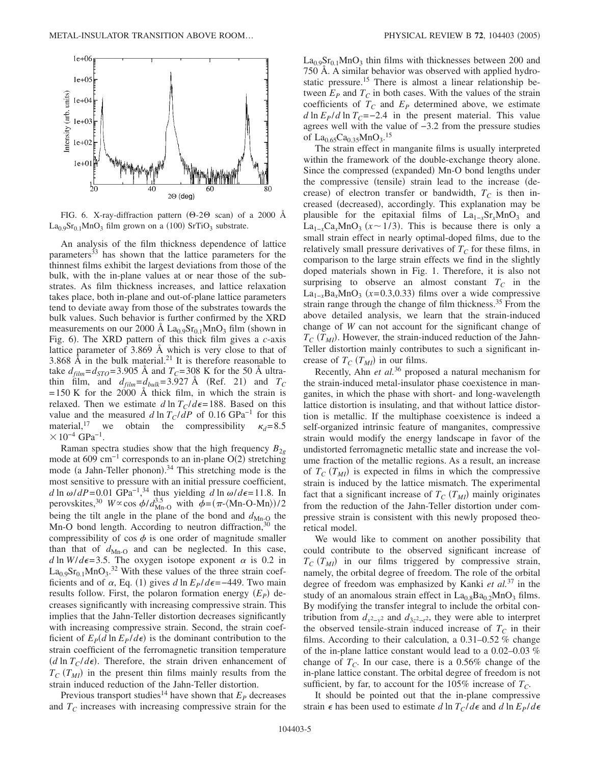FIG. 6. X-ray-diffraction pattern ($\Theta$-2$\Theta$ scan) of a 2000 Å $La_{0.9}Sr_{0.1}MnO_3$ film grown on a (100) $SrTiO_3$ substrate.

An analysis of the film thickness dependence of lattice parameters[33] has shown that the lattice parameters for the thinnest films exhibit the largest deviations from those of the bulk, with the in-plane values at or near those of the substrates. As film thickness increases, and lattice relaxation takes place, both in-plane and out-of-plane lattice parameters tend to deviate away from those of the substrates towards the bulk values. Such behavior is further confirmed by the XRD measurements on our 2000 Å $La_{0.9}Sr_{0.1}MnO_3$ film (shown in Fig. 6). The XRD pattern of this thick film gives a *c*-axis lattice parameter of 3.869 Å which is very close to that of 3.868 Å in the bulk material.[21] It is therefore reasonable to take $d_{film}=d_{STO}=3.905$ Å and $T_C=308$ K for the 50 Å ultrathin film, and $d_{film}=d_{bulk}=3.927$ Å (Ref. 21) and $T_C=150$ K for the 2000 Å thick film, in which the strain is relaxed. Then we estimate $d\ln T_C/d\epsilon=188$. Based on this value and the measured $d\ln T_C/dP$ of 0.16 $\mathrm{GPa}^{-1}$ for this material,[17] we obtain the compressibility $\kappa_d=8.5\times10^{-4}\ \mathrm{GPa}^{-1}$.

Raman spectra studies show that the high frequency $B_{2g}$ mode at 609 $\mathrm{cm}^{-1}$ corresponds to an in-plane O(2) stretching mode (a Jahn-Teller phonon).[34] This stretching mode is the most sensitive to pressure with an initial pressure coefficient, $d\ln\omega/dP=0.01\ \mathrm{GPa}^{-1}$,[34] thus yielding $d\ln\omega/d\epsilon=11.8$. In perovskites,[30] $W\propto\cos\phi/d_{\text{Mn-O}}^{3.5}$ with $\phi=(\pi-\langle\text{Mn-O-Mn}\rangle)/2$ being the tilt angle in the plane of the bond and $d_{\text{Mn-O}}$ the Mn-O bond length. According to neutron diffraction,[30] the compressibility of $\cos\phi$ is one order of magnitude smaller than that of $d_{\text{Mn-O}}$ and can be neglected. In this case, $d\ln W/d\epsilon=3.5$. The oxygen isotope exponent $\alpha$ is 0.2 in $La_{0.9}Sr_{0.1}MnO_3$.[32] With these values of the three strain coefficients and of $\alpha$, Eq. (1) gives $d\ln E_P/d\epsilon=-449$. Two main results follow. First, the polaron formation energy ($E_P$) decreases significantly with increasing compressive strain. This implies that the Jahn-Teller distortion decreases significantly with increasing compressive strain. Second, the strain coefficient of $E_P(d\ln E_P/d\epsilon)$ is the dominant contribution to the strain coefficient of the ferromagnetic transition temperature ($d\ln T_C/d\epsilon$). Therefore, the strain driven enhancement of $T_C$ ($T_{MI}$) in the present thin films mainly results from the strain induced reduction of the Jahn-Teller distortion.

Previous transport studies[14] have shown that $E_P$ decreases and $T_C$ increases with increasing compressive strain for the $La_{0.9}Sr_{0.1}MnO_3$ thin films with thicknesses between 200 and 750 Å. A similar behavior was observed with applied hydrostatic pressure.[15] There is almost a linear relationship between $E_P$ and $T_C$ in both cases. With the values of the strain coefficients of $T_C$ and $E_P$ determined above, we estimate $d\ln E_P/d\ln T_C=-2.4$ in the present material. This value agrees well with the value of $-3.2$ from the pressure studies of $La_{0.65}Ca_{0.35}MnO_3$.[15]

The strain effect in manganite films is usually interpreted within the framework of the double-exchange theory alone. Since the compressed (expanded) Mn-O bond lengths under the compressive (tensile) strain lead to the increase (decrease) of electron transfer or bandwidth, $T_C$ is then increased (decreased), accordingly. This explanation may be plausible for the epitaxial films of $La_{1-x}Sr_xMnO_3$ and $La_{1-x}Ca_xMnO_3$ ($x\sim1/3$). This is because there is only a small strain effect in nearly optimal-doped films, due to the relatively small pressure derivatives of $T_C$ for these films, in comparison to the large strain effects we find in the slightly doped materials shown in Fig. 1. Therefore, it is also not surprising to observe an almost constant $T_C$ in the $La_{1-x}Ba_xMnO_3$ ($x=0.3,0.33$) films over a wide compressive strain range through the change of film thickness.[35] From the above detailed analysis, we learn that the strain-induced change of $W$ can not account for the significant change of $T_C$ ($T_{MI}$). However, the strain-induced reduction of the Jahn-Teller distortion mainly contributes to such a significant increase of $T_C$ ($T_{MI}$) in our films.

Recently, Ahn *et al.*[36] proposed a natural mechanism for the strain-induced metal-insulator phase coexistence in manganites, in which the phase with short- and long-wavelength lattice distortion is insulating, and that without lattice distortion is metallic. If the multiphase coexistence is indeed a self-organized intrinsic feature of manganites, compressive strain would modify the energy landscape in favor of the undistorted ferromagnetic metallic state and increase the volume fraction of the metallic regions. As a result, an increase of $T_C$ ($T_{MI}$) is expected in films in which the compressive strain is induced by the lattice mismatch. The experimental fact that a significant increase of $T_C$ ($T_{MI}$) mainly originates from the reduction of the Jahn-Teller distortion under compressive strain is consistent with this newly proposed theoretical model.

We would like to comment on another possibility that could contribute to the observed significant increase of $T_C$ ($T_{MI}$) in our films triggered by compressive strain, namely, the orbital degree of freedom. The role of the orbital degree of freedom was emphasized by Kanki *et al.*[37] in the study of an anomalous strain effect in $La_{0.8}Ba_{0.2}MnO_3$ films. By modifying the transfer integral to include the orbital contribution from $d_{x^2-y^2}$ and $d_{3z^2-r^2}$, they were able to interpret the observed tensile-strain induced increase of $T_C$ in their films. According to their calculation, a 0.31–0.52 % change of the in-plane lattice constant would lead to a 0.02–0.03 % change of $T_C$. In our case, there is a 0.56% change of the in-plane lattice constant. The orbital degree of freedom is not sufficient, by far, to account for the 105% increase of $T_C$.

It should be pointed out that the in-plane compressive strain $\epsilon$ has been used to estimate $d\ln T_C/d\epsilon$ and $d\ln E_P/d\epsilon$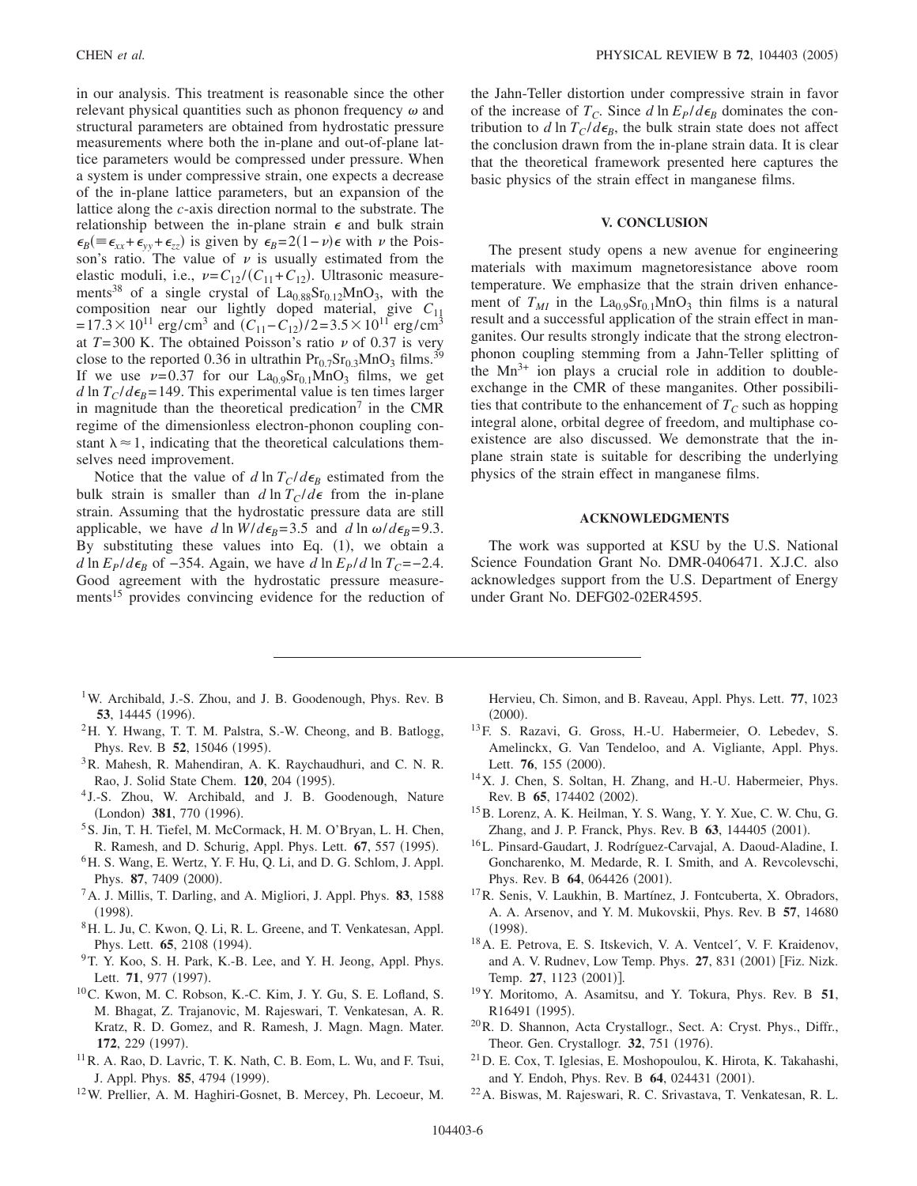in our analysis. This treatment is reasonable since the other relevant physical quantities such as phonon frequency $\omega$ and structural parameters are obtained from hydrostatic pressure measurements where both the in-plane and out-of-plane lattice parameters would be compressed under pressure. When a system is under compressive strain, one expects a decrease of the in-plane lattice parameters, but an expansion of the lattice along the $c$-axis direction normal to the substrate. The relationship between the in-plane strain $\epsilon$ and bulk strain $\epsilon_B (\equiv \epsilon_{xx} + \epsilon_{yy} + \epsilon_{zz})$ is given by $\epsilon_B = 2(1-\nu)\epsilon$ with $\nu$ the Poisson's ratio. The value of $\nu$ is usually estimated from the elastic moduli, i.e., $\nu = C_{12}/(C_{11}+C_{12})$. Ultrasonic measurements[38] of a single crystal of $La_{0.88}Sr_{0.12}MnO_3$, with the composition near our lightly doped material, give $C_{11} = 17.3 \times 10^{11}$ erg/cm$^3$ and $(C_{11}-C_{12})/2 = 3.5 \times 10^{11}$ erg/cm$^3$ at $T = 300$ K. The obtained Poisson's ratio $\nu$ of 0.37 is very close to the reported 0.36 in ultrathin $Pr_{0.7}Sr_{0.3}MnO_3$ films.[39] If we use $\nu = 0.37$ for our $La_{0.9}Sr_{0.1}MnO_3$ films, we get $d \ln T_C / d\epsilon_B = 149$. This experimental value is ten times larger in magnitude than the theoretical predication[7] in the CMR regime of the dimensionless electron-phonon coupling constant $\lambda \approx 1$, indicating that the theoretical calculations themselves need improvement.

Notice that the value of $d \ln T_C / d\epsilon_B$ estimated from the bulk strain is smaller than $d \ln T_C / d\epsilon$ from the in-plane strain. Assuming that the hydrostatic pressure data are still applicable, we have $d \ln W / d\epsilon_B = 3.5$ and $d \ln \omega / d\epsilon_B = 9.3$. By substituting these values into Eq. (1), we obtain a $d \ln E_P / d\epsilon_B$ of $-354$. Again, we have $d \ln E_P / d \ln T_C = -2.4$. Good agreement with the hydrostatic pressure measurements[15] provides convincing evidence for the reduction of the Jahn-Teller distortion under compressive strain in favor of the increase of $T_C$. Since $d \ln E_P / d\epsilon_B$ dominates the contribution to $d \ln T_C / d\epsilon_B$, the bulk strain state does not affect the conclusion drawn from the in-plane strain data. It is clear that the theoretical framework presented here captures the basic physics of the strain effect in manganese films.

## V. CONCLUSION

The present study opens a new avenue for engineering materials with maximum magnetoresistance above room temperature. We emphasize that the strain driven enhancement of $T_{MI}$ in the $La_{0.9}Sr_{0.1}MnO_3$ thin films is a natural result and a successful application of the strain effect in manganites. Our results strongly indicate that the strong electron-phonon coupling stemming from a Jahn-Teller splitting of the $Mn^{3+}$ ion plays a crucial role in addition to double-exchange in the CMR of these manganites. Other possibilities that contribute to the enhancement of $T_C$ such as hopping integral alone, orbital degree of freedom, and multiphase coexistence are also discussed. We demonstrate that the in-plane strain state is suitable for describing the underlying physics of the strain effect in manganese films.

## ACKNOWLEDGMENTS

The work was supported at KSU by the U.S. National Science Foundation Grant No. DMR-0406471. X.J.C. also acknowledges support from the U.S. Department of Energy under Grant No. DEFG02-02ER4595.

---

[1] W. Archibald, J.-S. Zhou, and J. B. Goodenough, Phys. Rev. B **53**, 14445 (1996).

[2] H. Y. Hwang, T. T. M. Palstra, S.-W. Cheong, and B. Batlogg, Phys. Rev. B **52**, 15046 (1995).

[3] R. Mahesh, R. Mahendiran, A. K. Raychaudhuri, and C. N. R. Rao, J. Solid State Chem. **120**, 204 (1995).

[4] J.-S. Zhou, W. Archibald, and J. B. Goodenough, Nature (London) **381**, 770 (1996).

[5] S. Jin, T. H. Tiefel, M. McCormack, H. M. O'Bryan, L. H. Chen, R. Ramesh, and D. Schurig, Appl. Phys. Lett. **67**, 557 (1995).

[6] H. S. Wang, E. Wertz, Y. F. Hu, Q. Li, and D. G. Schlom, J. Appl. Phys. **87**, 7409 (2000).

[7] A. J. Millis, T. Darling, and A. Migliori, J. Appl. Phys. **83**, 1588 (1998).

[8] H. L. Ju, C. Kwon, Q. Li, R. L. Greene, and T. Venkatesan, Appl. Phys. Lett. **65**, 2108 (1994).

[9] T. Y. Koo, S. H. Park, K.-B. Lee, and Y. H. Jeong, Appl. Phys. Lett. **71**, 977 (1997).

[10] C. Kwon, M. C. Robson, K.-C. Kim, J. Y. Gu, S. E. Lofland, S. M. Bhagat, Z. Trajanovic, M. Rajeswari, T. Venkatesan, A. R. Kratz, R. D. Gomez, and R. Ramesh, J. Magn. Magn. Mater. **172**, 229 (1997).

[11] R. A. Rao, D. Lavric, T. K. Nath, C. B. Eom, L. Wu, and F. Tsui, J. Appl. Phys. **85**, 4794 (1999).

[12] W. Prellier, A. M. Haghiri-Gosnet, B. Mercey, Ph. Lecoeur, M. Hervieu, Ch. Simon, and B. Raveau, Appl. Phys. Lett. **77**, 1023 (2000).

[13] F. S. Razavi, G. Gross, H.-U. Habermeier, O. Lebedev, S. Amelinckx, G. Van Tendeloo, and A. Vigliante, Appl. Phys. Lett. **76**, 155 (2000).

[14] X. J. Chen, S. Soltan, H. Zhang, and H.-U. Habermeier, Phys. Rev. B **65**, 174402 (2002).

[15] B. Lorenz, A. K. Heilman, Y. S. Wang, Y. Y. Xue, C. W. Chu, G. Zhang, and J. P. Franck, Phys. Rev. B **63**, 144405 (2001).

[16] L. Pinsard-Gaudart, J. Rodríguez-Carvajal, A. Daoud-Aladine, I. Goncharenko, M. Medarde, R. I. Smith, and A. Revcolevschi, Phys. Rev. B **64**, 064426 (2001).

[17] R. Senis, V. Laukhin, B. Martínez, J. Fontcuberta, X. Obradors, A. A. Arsenov, and Y. M. Mukovskii, Phys. Rev. B **57**, 14680 (1998).

[18] A. E. Petrova, E. S. Itskevich, V. A. Ventcel´, V. F. Kraidenov, and A. V. Rudnev, Low Temp. Phys. **27**, 831 (2001) [Fiz. Nizk. Temp. **27**, 1123 (2001)].

[19] Y. Moritomo, A. Asamitsu, and Y. Tokura, Phys. Rev. B **51**, R16491 (1995).

[20] R. D. Shannon, Acta Crystallogr., Sect. A: Cryst. Phys., Diffr., Theor. Gen. Crystallogr. **32**, 751 (1976).

[21] D. E. Cox, T. Iglesias, E. Moshopoulou, K. Hirota, K. Takahashi, and Y. Endoh, Phys. Rev. B **64**, 024431 (2001).

[22] A. Biswas, M. Rajeswari, R. C. Srivastava, T. Venkatesan, R. L.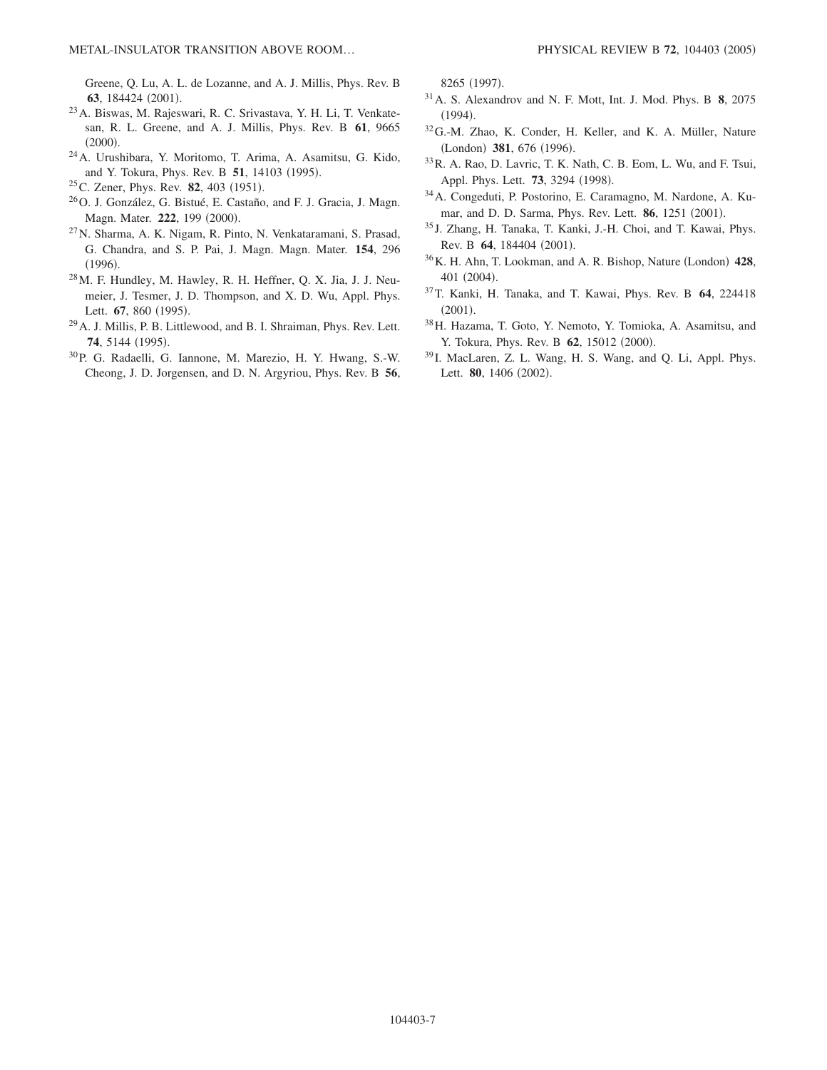Greene, Q. Lu, A. L. de Lozanne, and A. J. Millis, Phys. Rev. B **63**, 184424 (2001).

[23] A. Biswas, M. Rajeswari, R. C. Srivastava, Y. H. Li, T. Venkatesan, R. L. Greene, and A. J. Millis, Phys. Rev. B **61**, 9665 (2000).

[24] A. Urushibara, Y. Moritomo, T. Arima, A. Asamitsu, G. Kido, and Y. Tokura, Phys. Rev. B **51**, 14103 (1995).

[25] C. Zener, Phys. Rev. **82**, 403 (1951).

[26] O. J. González, G. Bistué, E. Castaño, and F. J. Gracia, J. Magn. Magn. Mater. **222**, 199 (2000).

[27] N. Sharma, A. K. Nigam, R. Pinto, N. Venkataramani, S. Prasad, G. Chandra, and S. P. Pai, J. Magn. Magn. Mater. **154**, 296 (1996).

[28] M. F. Hundley, M. Hawley, R. H. Heffner, Q. X. Jia, J. J. Neumeier, J. Tesmer, J. D. Thompson, and X. D. Wu, Appl. Phys. Lett. **67**, 860 (1995).

[29] A. J. Millis, P. B. Littlewood, and B. I. Shraiman, Phys. Rev. Lett. **74**, 5144 (1995).

[30] P. G. Radaelli, G. Iannone, M. Marezio, H. Y. Hwang, S.-W. Cheong, J. D. Jorgensen, and D. N. Argyriou, Phys. Rev. B **56**, 8265 (1997).

[31] A. S. Alexandrov and N. F. Mott, Int. J. Mod. Phys. B **8**, 2075 (1994).

[32] G.-M. Zhao, K. Conder, H. Keller, and K. A. Müller, Nature (London) **381**, 676 (1996).

[33] R. A. Rao, D. Lavric, T. K. Nath, C. B. Eom, L. Wu, and F. Tsui, Appl. Phys. Lett. **73**, 3294 (1998).

[34] A. Congeduti, P. Postorino, E. Caramagno, M. Nardone, A. Kumar, and D. D. Sarma, Phys. Rev. Lett. **86**, 1251 (2001).

[35] J. Zhang, H. Tanaka, T. Kanki, J.-H. Choi, and T. Kawai, Phys. Rev. B **64**, 184404 (2001).

[36] K. H. Ahn, T. Lookman, and A. R. Bishop, Nature (London) **428**, 401 (2004).

[37] T. Kanki, H. Tanaka, and T. Kawai, Phys. Rev. B **64**, 224418 (2001).

[38] H. Hazama, T. Goto, Y. Nemoto, Y. Tomioka, A. Asamitsu, and Y. Tokura, Phys. Rev. B **62**, 15012 (2000).

[39] I. MacLaren, Z. L. Wang, H. S. Wang, and Q. Li, Appl. Phys. Lett. **80**, 1406 (2002).